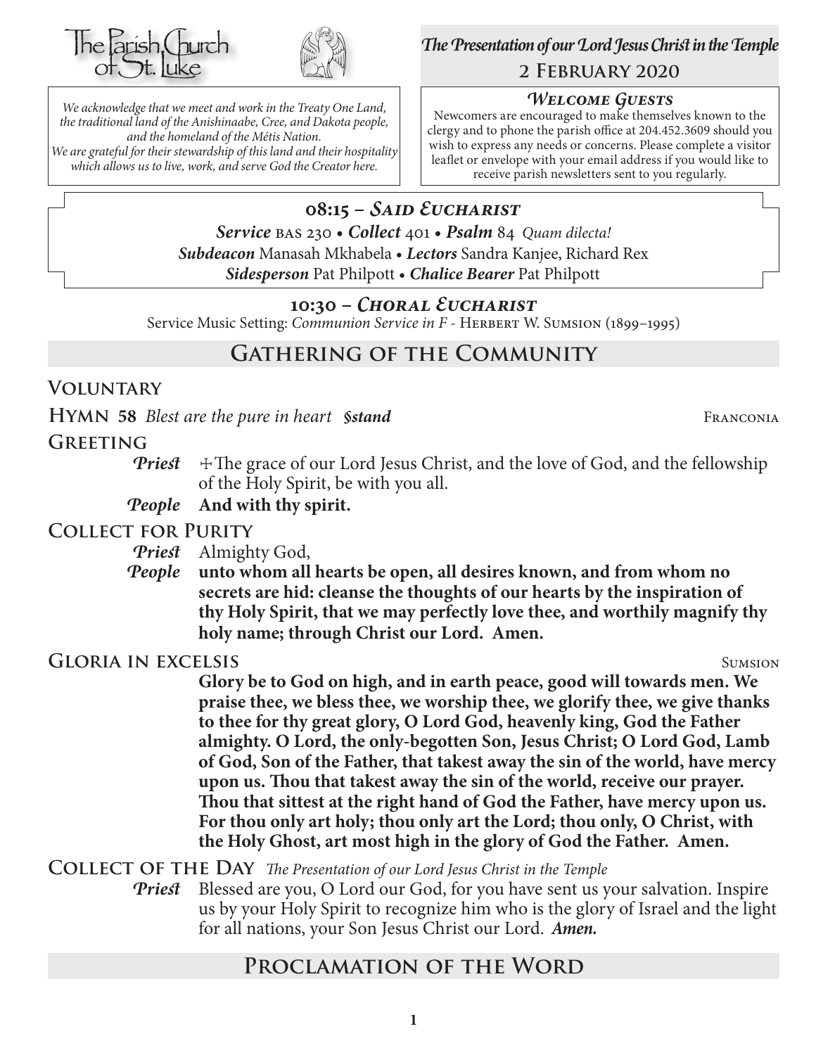The Parish Church of St. Luke

*We acknowledge that we meet and work in the Treaty One Land, the traditional land of the Anishinaabe, Cree, and Dakota people, and the homeland of the Métis Nation. We are grateful for their stewardship of this land and their hospitality which allows us to live, work, and serve God the Creator here.*

## *The Presentation of our Lord Jesus Christ in the Temple*

**2 February 2020**

### *Welcome Guests*

Newcomers are encouraged to make themselves known to the clergy and to phone the parish office at 204.452.3609 should you wish to express any needs or concerns. Please complete a visitor leaflet or envelope with your email address if you would like to receive parish newsletters sent to you regularly.

### 08:15 – *Said Eucharist*

***Service*** BAS 230 • ***Collect*** 401 • ***Psalm*** 84 *Quam dilecta!*
***Subdeacon*** Manasah Mkhabela • ***Lectors*** Sandra Kanjee, Richard Rex
***Sidesperson*** Pat Philpott • ***Chalice Bearer*** Pat Philpott

### 10:30 – *Choral Eucharist*

Service Music Setting: *Communion Service in F* - Herbert W. Sumsion (1899–1995)

## Gathering of the Community

**Voluntary**

**Hymn 58** *Blest are the pure in heart* ***§stand*** Franconia

**Greeting**

***Priest*** ✠ The grace of our Lord Jesus Christ, and the love of God, and the fellowship of the Holy Spirit, be with you all.

***People*** **And with thy spirit.**

**Collect for Purity**

***Priest*** Almighty God,

***People*** **unto whom all hearts be open, all desires known, and from whom no secrets are hid: cleanse the thoughts of our hearts by the inspiration of thy Holy Spirit, that we may perfectly love thee, and worthily magnify thy holy name; through Christ our Lord. Amen.**

**Gloria in excelsis** Sumsion

**Glory be to God on high, and in earth peace, good will towards men. We praise thee, we bless thee, we worship thee, we glorify thee, we give thanks to thee for thy great glory, O Lord God, heavenly king, God the Father almighty. O Lord, the only-begotten Son, Jesus Christ; O Lord God, Lamb of God, Son of the Father, that takest away the sin of the world, have mercy upon us. Thou that takest away the sin of the world, receive our prayer. Thou that sittest at the right hand of God the Father, have mercy upon us. For thou only art holy; thou only art the Lord; thou only, O Christ, with the Holy Ghost, art most high in the glory of God the Father. Amen.**

**Collect of the Day** *The Presentation of our Lord Jesus Christ in the Temple*

***Priest*** Blessed are you, O Lord our God, for you have sent us your salvation. Inspire us by your Holy Spirit to recognize him who is the glory of Israel and the light for all nations, your Son Jesus Christ our Lord. ***Amen.***

## Proclamation of the Word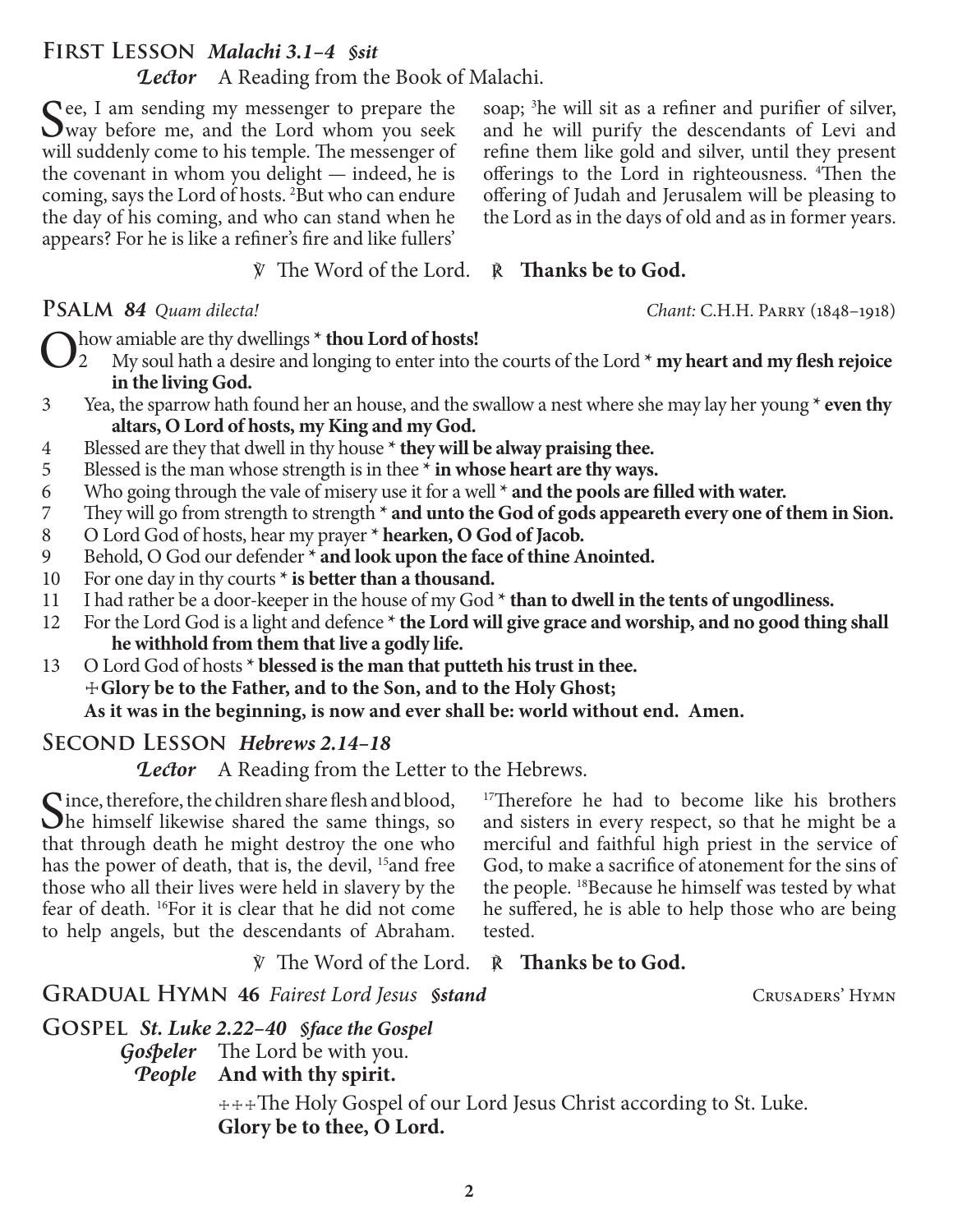## First Lesson *Malachi 3.1–4 §sit*

***Lector*** A Reading from the Book of Malachi.

See, I am sending my messenger to prepare the way before me, and the Lord whom you seek will suddenly come to his temple. The messenger of the covenant in whom you delight — indeed, he is coming, says the Lord of hosts. [2]But who can endure the day of his coming, and who can stand when he appears? For he is like a refiner's fire and like fullers' soap; [3]he will sit as a refiner and purifier of silver, and he will purify the descendants of Levi and refine them like gold and silver, until they present offerings to the Lord in righteousness. [4]Then the offering of Judah and Jerusalem will be pleasing to the Lord as in the days of old and as in former years.

℣ The Word of the Lord. ℟ **Thanks be to God.**

## Psalm *84 Quam dilecta!*

*Chant:* C.H.H. Parry (1848–1918)

O how amiable are thy dwellings * **thou Lord of hosts!**

2 My soul hath a desire and longing to enter into the courts of the Lord * **my heart and my flesh rejoice in the living God.**

3 Yea, the sparrow hath found her an house, and the swallow a nest where she may lay her young * **even thy altars, O Lord of hosts, my King and my God.**

4 Blessed are they that dwell in thy house * **they will be alway praising thee.**

5 Blessed is the man whose strength is in thee * **in whose heart are thy ways.**

6 Who going through the vale of misery use it for a well * **and the pools are filled with water.**

7 They will go from strength to strength * **and unto the God of gods appeareth every one of them in Sion.**

8 O Lord God of hosts, hear my prayer * **hearken, O God of Jacob.**

9 Behold, O God our defender * **and look upon the face of thine Anointed.**

10 For one day in thy courts * **is better than a thousand.**

11 I had rather be a door-keeper in the house of my God * **than to dwell in the tents of ungodliness.**

12 For the Lord God is a light and defence * **the Lord will give grace and worship, and no good thing shall he withhold from them that live a godly life.**

13 O Lord God of hosts * **blessed is the man that putteth his trust in thee.**

**+Glory be to the Father, and to the Son, and to the Holy Ghost;**
**As it was in the beginning, is now and ever shall be: world without end. Amen.**

## Second Lesson *Hebrews 2.14–18*

***Lector*** A Reading from the Letter to the Hebrews.

Since, therefore, the children share flesh and blood, he himself likewise shared the same things, so that through death he might destroy the one who has the power of death, that is, the devil, [15]and free those who all their lives were held in slavery by the fear of death. [16]For it is clear that he did not come to help angels, but the descendants of Abraham. [17]Therefore he had to become like his brothers and sisters in every respect, so that he might be a merciful and faithful high priest in the service of God, to make a sacrifice of atonement for the sins of the people. [18]Because he himself was tested by what he suffered, he is able to help those who are being tested.

℣ The Word of the Lord. ℟ **Thanks be to God.**

## Gradual Hymn 46 *Fairest Lord Jesus* ***§stand***

Crusaders' Hymn

## Gospel *St. Luke 2.22–40 §face the Gospel*

***Gospeler*** The Lord be with you.
***People*** **And with thy spirit.**

+++The Holy Gospel of our Lord Jesus Christ according to St. Luke.
**Glory be to thee, O Lord.**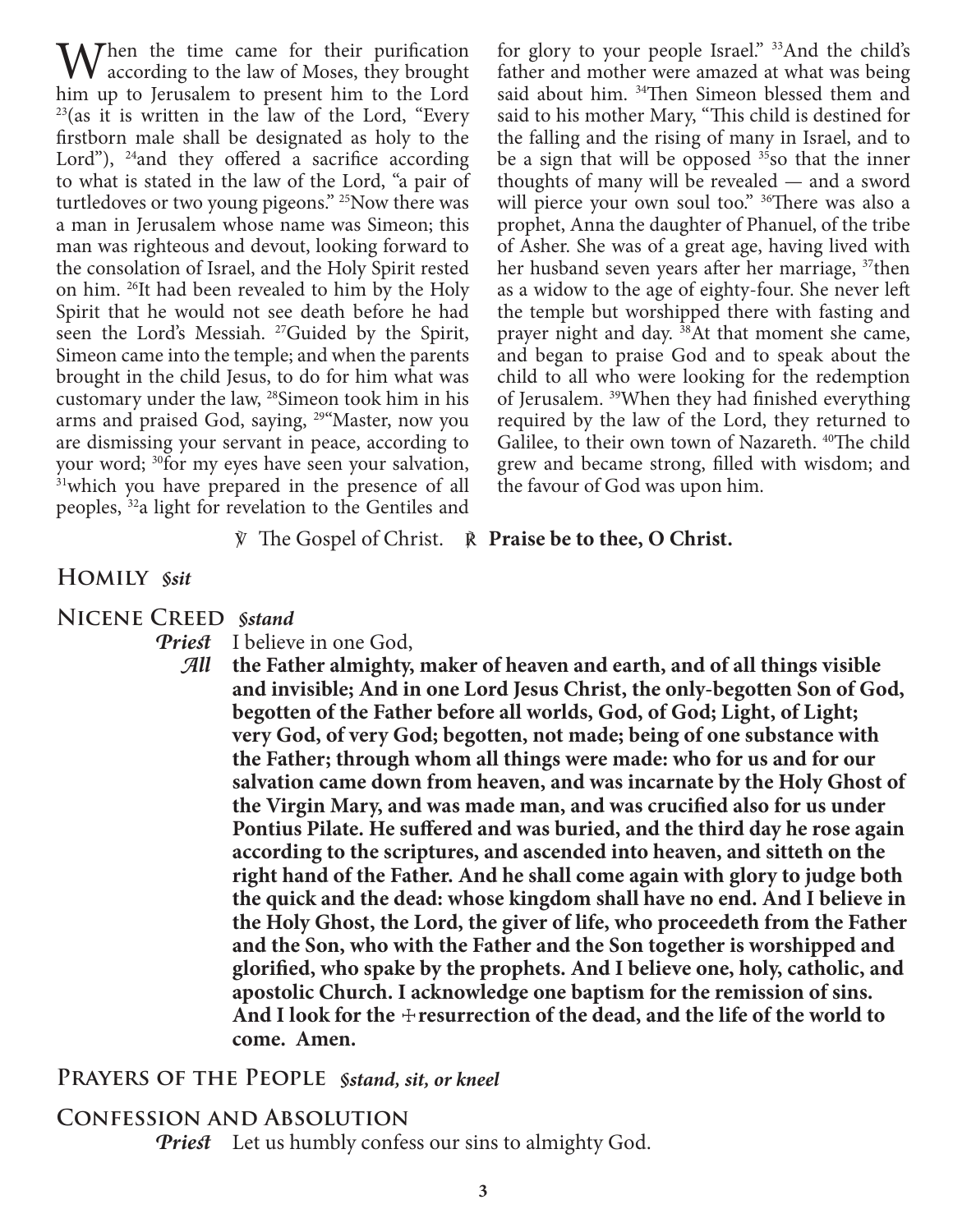When the time came for their purification according to the law of Moses, they brought him up to Jerusalem to present him to the Lord [23](as it is written in the law of the Lord, "Every firstborn male shall be designated as holy to the Lord"), [24]and they offered a sacrifice according to what is stated in the law of the Lord, "a pair of turtledoves or two young pigeons." [25]Now there was a man in Jerusalem whose name was Simeon; this man was righteous and devout, looking forward to the consolation of Israel, and the Holy Spirit rested on him. [26]It had been revealed to him by the Holy Spirit that he would not see death before he had seen the Lord's Messiah. [27]Guided by the Spirit, Simeon came into the temple; and when the parents brought in the child Jesus, to do for him what was customary under the law, [28]Simeon took him in his arms and praised God, saying, [29]"Master, now you are dismissing your servant in peace, according to your word; [30]for my eyes have seen your salvation, [31]which you have prepared in the presence of all peoples, [32]a light for revelation to the Gentiles and for glory to your people Israel." [33]And the child's father and mother were amazed at what was being said about him. [34]Then Simeon blessed them and said to his mother Mary, "This child is destined for the falling and the rising of many in Israel, and to be a sign that will be opposed [35]so that the inner thoughts of many will be revealed — and a sword will pierce your own soul too." [36]There was also a prophet, Anna the daughter of Phanuel, of the tribe of Asher. She was of a great age, having lived with her husband seven years after her marriage, [37]then as a widow to the age of eighty-four. She never left the temple but worshipped there with fasting and prayer night and day. [38]At that moment she came, and began to praise God and to speak about the child to all who were looking for the redemption of Jerusalem. [39]When they had finished everything required by the law of the Lord, they returned to Galilee, to their own town of Nazareth. [40]The child grew and became strong, filled with wisdom; and the favour of God was upon him.

℣ The Gospel of Christ. ℟ **Praise be to thee, O Christ.**

## Homily *§sit*

## Nicene Creed *§stand*

***Priest*** I believe in one God,

***All*** **the Father almighty, maker of heaven and earth, and of all things visible and invisible; And in one Lord Jesus Christ, the only-begotten Son of God, begotten of the Father before all worlds, God, of God; Light, of Light; very God, of very God; begotten, not made; being of one substance with the Father; through whom all things were made: who for us and for our salvation came down from heaven, and was incarnate by the Holy Ghost of the Virgin Mary, and was made man, and was crucified also for us under Pontius Pilate. He suffered and was buried, and the third day he rose again according to the scriptures, and ascended into heaven, and sitteth on the right hand of the Father. And he shall come again with glory to judge both the quick and the dead: whose kingdom shall have no end. And I believe in the Holy Ghost, the Lord, the giver of life, who proceedeth from the Father and the Son, who with the Father and the Son together is worshipped and glorified, who spake by the prophets. And I believe one, holy, catholic, and apostolic Church. I acknowledge one baptism for the remission of sins. And I look for the ☩resurrection of the dead, and the life of the world to come. Amen.**

## Prayers of the People *§stand, sit, or kneel*

## Confession and Absolution

***Priest*** Let us humbly confess our sins to almighty God.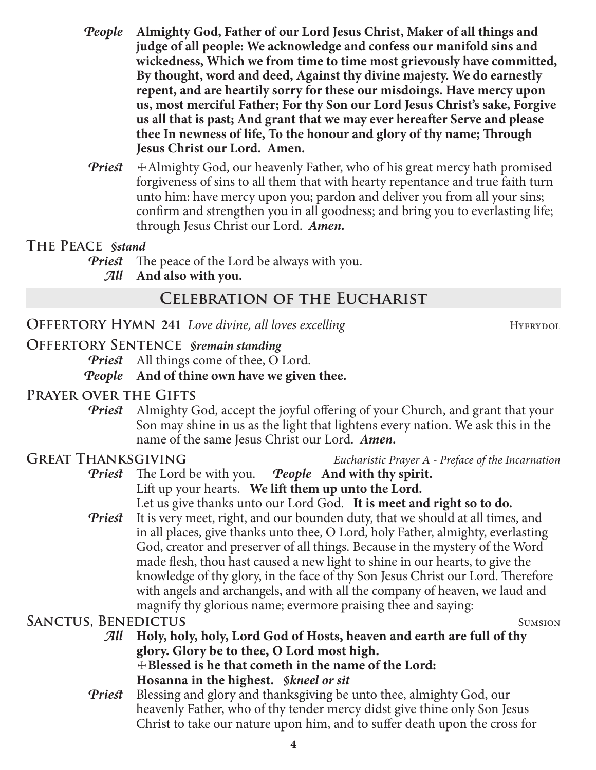*People* **Almighty God, Father of our Lord Jesus Christ, Maker of all things and judge of all people: We acknowledge and confess our manifold sins and wickedness, Which we from time to time most grievously have committed, By thought, word and deed, Against thy divine majesty. We do earnestly repent, and are heartily sorry for these our misdoings. Have mercy upon us, most merciful Father; For thy Son our Lord Jesus Christ's sake, Forgive us all that is past; And grant that we may ever hereafter Serve and please thee In newness of life, To the honour and glory of thy name; Through Jesus Christ our Lord. Amen.**

*Priest* ☩Almighty God, our heavenly Father, who of his great mercy hath promised forgiveness of sins to all them that with hearty repentance and true faith turn unto him: have mercy upon you; pardon and deliver you from all your sins; confirm and strengthen you in all goodness; and bring you to everlasting life; through Jesus Christ our Lord. ***Amen.***

### The Peace *§stand*

*Priest* The peace of the Lord be always with you.
*All* **And also with you.**

## Celebration of the Eucharist

### Offertory Hymn 241 *Love divine, all loves excelling* — Hyfrydol

### Offertory Sentence *§remain standing*

*Priest* All things come of thee, O Lord.
*People* **And of thine own have we given thee.**

### Prayer over the Gifts

*Priest* Almighty God, accept the joyful offering of your Church, and grant that your Son may shine in us as the light that lightens every nation. We ask this in the name of the same Jesus Christ our Lord. ***Amen.***

### Great Thanksgiving — *Eucharistic Prayer A - Preface of the Incarnation*

*Priest* The Lord be with you. *People* **And with thy spirit.**
Lift up your hearts. **We lift them up unto the Lord.**
Let us give thanks unto our Lord God. **It is meet and right so to do.**

*Priest* It is very meet, right, and our bounden duty, that we should at all times, and in all places, give thanks unto thee, O Lord, holy Father, almighty, everlasting God, creator and preserver of all things. Because in the mystery of the Word made flesh, thou hast caused a new light to shine in our hearts, to give the knowledge of thy glory, in the face of thy Son Jesus Christ our Lord. Therefore with angels and archangels, and with all the company of heaven, we laud and magnify thy glorious name; evermore praising thee and saying:

### Sanctus, Benedictus — Sumsion

*All* **Holy, holy, holy, Lord God of Hosts, heaven and earth are full of thy glory. Glory be to thee, O Lord most high.**
**☩Blessed is he that cometh in the name of the Lord:**
**Hosanna in the highest.** ***§kneel or sit***

*Priest* Blessing and glory and thanksgiving be unto thee, almighty God, our heavenly Father, who of thy tender mercy didst give thine only Son Jesus Christ to take our nature upon him, and to suffer death upon the cross for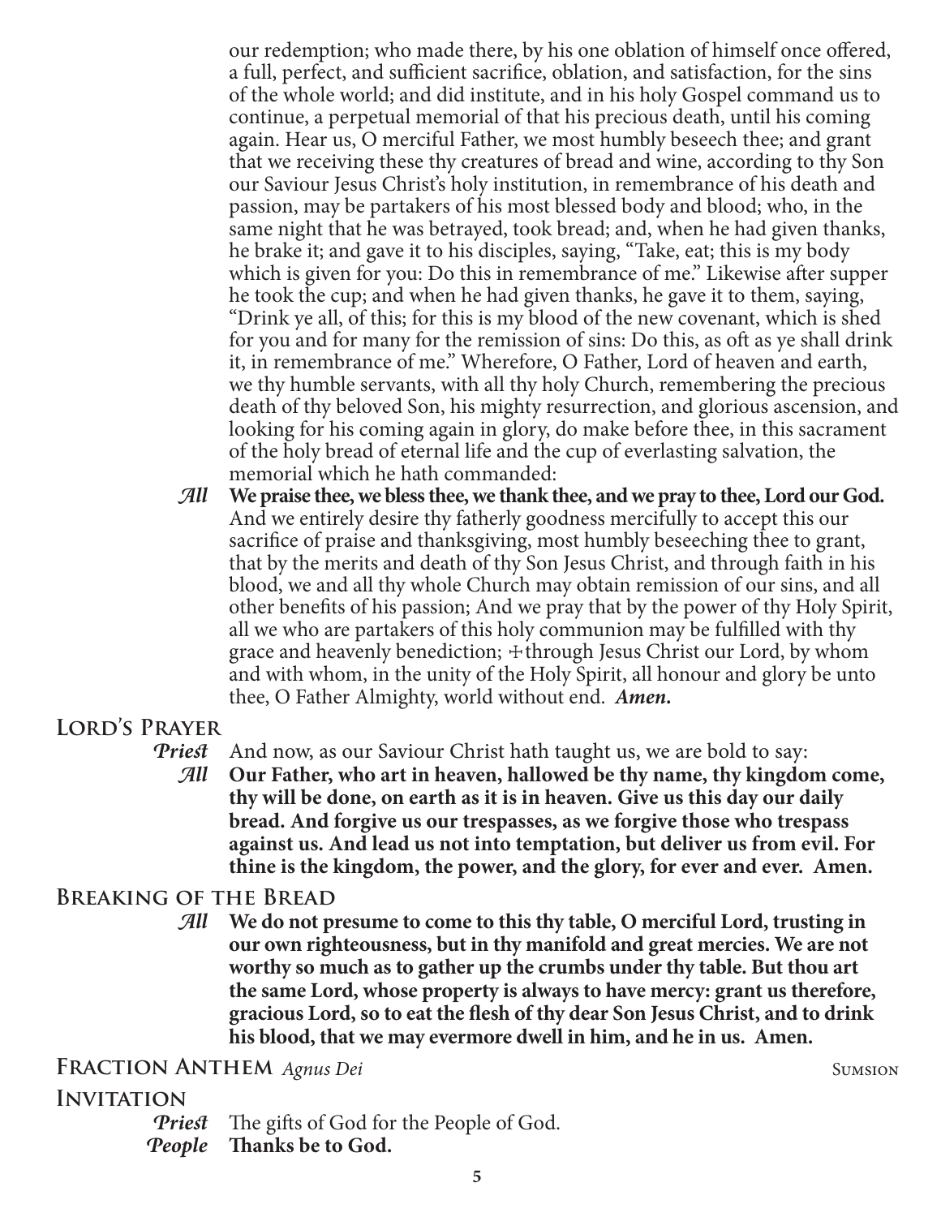our redemption; who made there, by his one oblation of himself once offered, a full, perfect, and sufficient sacrifice, oblation, and satisfaction, for the sins of the whole world; and did institute, and in his holy Gospel command us to continue, a perpetual memorial of that his precious death, until his coming again. Hear us, O merciful Father, we most humbly beseech thee; and grant that we receiving these thy creatures of bread and wine, according to thy Son our Saviour Jesus Christ's holy institution, in remembrance of his death and passion, may be partakers of his most blessed body and blood; who, in the same night that he was betrayed, took bread; and, when he had given thanks, he brake it; and gave it to his disciples, saying, "Take, eat; this is my body which is given for you: Do this in remembrance of me." Likewise after supper he took the cup; and when he had given thanks, he gave it to them, saying, "Drink ye all, of this; for this is my blood of the new covenant, which is shed for you and for many for the remission of sins: Do this, as oft as ye shall drink it, in remembrance of me." Wherefore, O Father, Lord of heaven and earth, we thy humble servants, with all thy holy Church, remembering the precious death of thy beloved Son, his mighty resurrection, and glorious ascension, and looking for his coming again in glory, do make before thee, in this sacrament of the holy bread of eternal life and the cup of everlasting salvation, the memorial which he hath commanded:

*All* **We praise thee, we bless thee, we thank thee, and we pray to thee, Lord our God.**
And we entirely desire thy fatherly goodness mercifully to accept this our sacrifice of praise and thanksgiving, most humbly beseeching thee to grant, that by the merits and death of thy Son Jesus Christ, and through faith in his blood, we and all thy whole Church may obtain remission of our sins, and all other benefits of his passion; And we pray that by the power of thy Holy Spirit, all we who are partakers of this holy communion may be fulfilled with thy grace and heavenly benediction; ✠through Jesus Christ our Lord, by whom and with whom, in the unity of the Holy Spirit, all honour and glory be unto thee, O Father Almighty, world without end. ***Amen.***

## Lord's Prayer

*Priest* And now, as our Saviour Christ hath taught us, we are bold to say:
*All* **Our Father, who art in heaven, hallowed be thy name, thy kingdom come, thy will be done, on earth as it is in heaven. Give us this day our daily bread. And forgive us our trespasses, as we forgive those who trespass against us. And lead us not into temptation, but deliver us from evil. For thine is the kingdom, the power, and the glory, for ever and ever. Amen.**

## Breaking of the Bread

*All* **We do not presume to come to this thy table, O merciful Lord, trusting in our own righteousness, but in thy manifold and great mercies. We are not worthy so much as to gather up the crumbs under thy table. But thou art the same Lord, whose property is always to have mercy: grant us therefore, gracious Lord, so to eat the flesh of thy dear Son Jesus Christ, and to drink his blood, that we may evermore dwell in him, and he in us. Amen.**

## Fraction Anthem *Agnus Dei* — Sumsion

## Invitation

*Priest* The gifts of God for the People of God.
*People* **Thanks be to God.**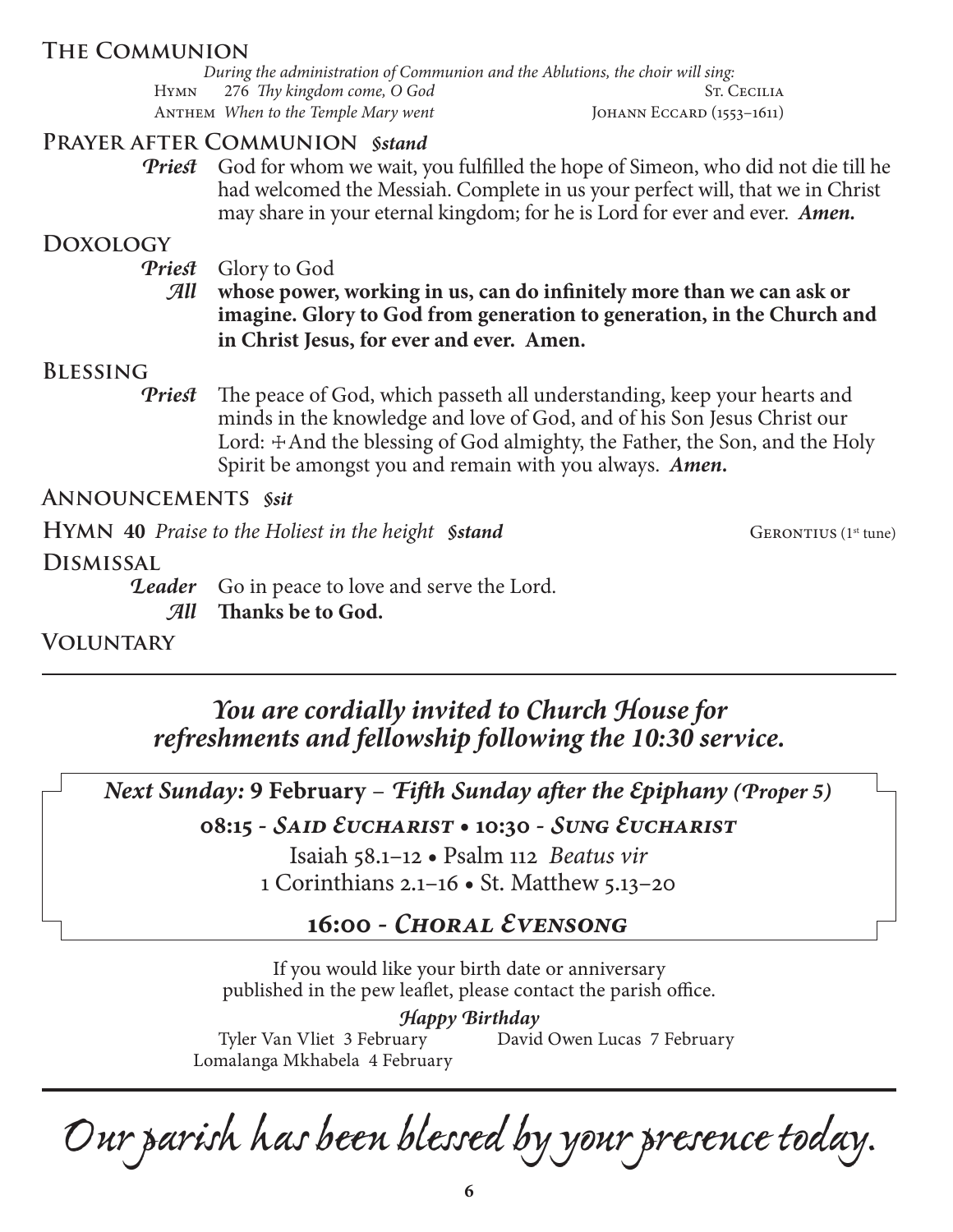## The Communion

*During the administration of Communion and the Ablutions, the choir will sing:*

Hymn 276 *Thy kingdom come, O God* — St. Cecilia

Anthem *When to the Temple Mary went* — Johann Eccard (1553–1611)

## Prayer after Communion *§stand*

***Priest*** God for whom we wait, you fulfilled the hope of Simeon, who did not die till he had welcomed the Messiah. Complete in us your perfect will, that we in Christ may share in your eternal kingdom; for he is Lord for ever and ever. ***Amen.***

## Doxology

***Priest*** Glory to God

***All*** **whose power, working in us, can do infinitely more than we can ask or imagine. Glory to God from generation to generation, in the Church and in Christ Jesus, for ever and ever. Amen.**

## Blessing

***Priest*** The peace of God, which passeth all understanding, keep your hearts and minds in the knowledge and love of God, and of his Son Jesus Christ our Lord: ☩And the blessing of God almighty, the Father, the Son, and the Holy Spirit be amongst you and remain with you always. ***Amen.***

## Announcements *§sit*

**Hymn 40** *Praise to the Holiest in the height* ***§stand*** — Gerontius (1st tune)

## Dismissal

***Leader*** Go in peace to love and serve the Lord.

***All*** **Thanks be to God.**

## Voluntary

---

***You are cordially invited to Church House for refreshments and fellowship following the 10:30 service.***

***Next Sunday:* 9 February** – ***Fifth Sunday after the Epiphany (Proper 5)***

**08:15 - *Said Eucharist* • 10:30 - *Sung Eucharist***

Isaiah 58.1–12 • Psalm 112 *Beatus vir*

1 Corinthians 2.1–16 • St. Matthew 5.13–20

**16:00 - *Choral Evensong***

If you would like your birth date or anniversary published in the pew leaflet, please contact the parish office.

***Happy Birthday***

Tyler Van Vliet 3 February

Lomalanga Mkhabela 4 February

David Owen Lucas 7 February

---

*Our parish has been blessed by your presence today.*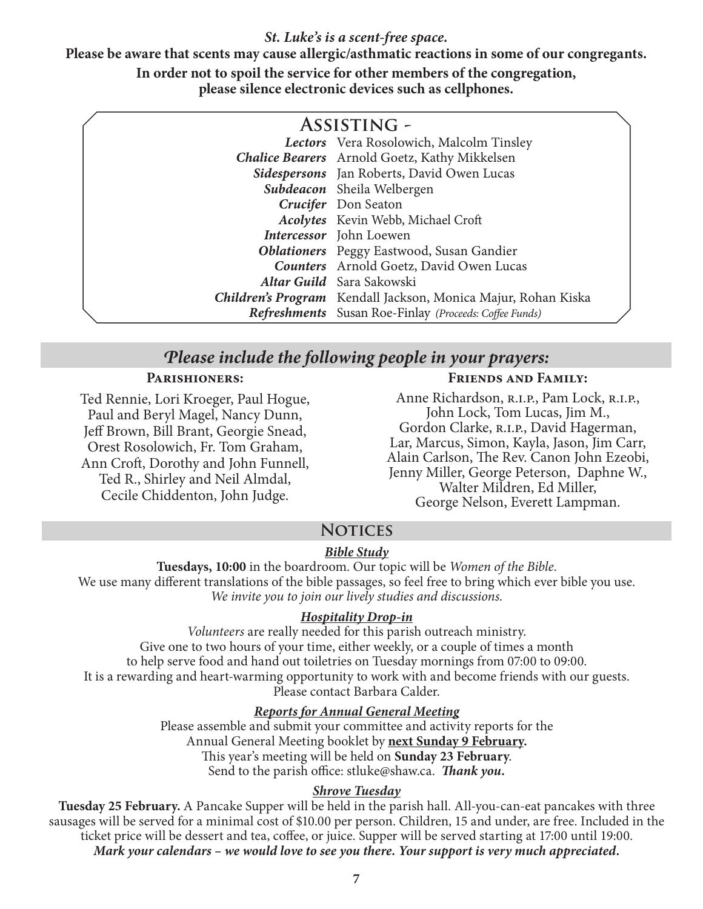***St. Luke's is a scent-free space.***

**Please be aware that scents may cause allergic/asthmatic reactions in some of our congregants.**

**In order not to spoil the service for other members of the congregation, please silence electronic devices such as cellphones.**

## Assisting -

| Role | Names |
| --- | --- |
| ***Lectors*** | Vera Rosolowich, Malcolm Tinsley |
| ***Chalice Bearers*** | Arnold Goetz, Kathy Mikkelsen |
| ***Sidespersons*** | Jan Roberts, David Owen Lucas |
| ***Subdeacon*** | Sheila Welbergen |
| ***Crucifer*** | Don Seaton |
| ***Acolytes*** | Kevin Webb, Michael Croft |
| ***Intercessor*** | John Loewen |
| ***Oblationers*** | Peggy Eastwood, Susan Gandier |
| ***Counters*** | Arnold Goetz, David Owen Lucas |
| ***Altar Guild*** | Sara Sakowski |
| ***Children's Program*** | Kendall Jackson, Monica Majur, Rohan Kiska |
| ***Refreshments*** | Susan Roe-Finlay *(Proceeds: Coffee Funds)* |

## *Please include the following people in your prayers:*

### Parishioners:

Ted Rennie, Lori Kroeger, Paul Hogue, Paul and Beryl Magel, Nancy Dunn, Jeff Brown, Bill Brant, Georgie Snead, Orest Rosolowich, Fr. Tom Graham, Ann Croft, Dorothy and John Funnell, Ted R., Shirley and Neil Almdal, Cecile Chiddenton, John Judge.

### Friends and Family:

Anne Richardson, R.I.P., Pam Lock, R.I.P., John Lock, Tom Lucas, Jim M., Gordon Clarke, R.I.P., David Hagerman, Lar, Marcus, Simon, Kayla, Jason, Jim Carr, Alain Carlson, The Rev. Canon John Ezeobi, Jenny Miller, George Peterson, Daphne W., Walter Mildren, Ed Miller, George Nelson, Everett Lampman.

## Notices

### ***Bible Study***

**Tuesdays, 10:00** in the boardroom. Our topic will be *Women of the Bible*.
We use many different translations of the bible passages, so feel free to bring which ever bible you use.
*We invite you to join our lively studies and discussions.*

### ***Hospitality Drop-in***

*Volunteers* are really needed for this parish outreach ministry.
Give one to two hours of your time, either weekly, or a couple of times a month to help serve food and hand out toiletries on Tuesday mornings from 07:00 to 09:00.
It is a rewarding and heart-warming opportunity to work with and become friends with our guests.
Please contact Barbara Calder.

### ***Reports for Annual General Meeting***

Please assemble and submit your committee and activity reports for the Annual General Meeting booklet by **next Sunday 9 February.**
This year's meeting will be held on **Sunday 23 February**.
Send to the parish office: stluke@shaw.ca. ***Thank you.***

### ***Shrove Tuesday***

**Tuesday 25 February.** A Pancake Supper will be held in the parish hall. All-you-can-eat pancakes with three sausages will be served for a minimal cost of $10.00 per person. Children, 15 and under, are free. Included in the ticket price will be dessert and tea, coffee, or juice. Supper will be served starting at 17:00 until 19:00.
***Mark your calendars – we would love to see you there. Your support is very much appreciated.***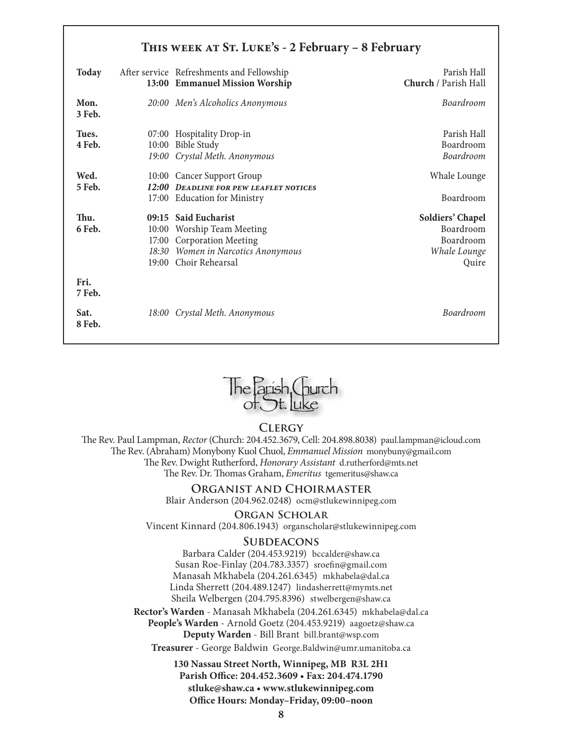## This week at St. Luke's - 2 February – 8 February

| | | | |
|---|---|---|---|
| **Today** | After service | Refreshments and Fellowship | Parish Hall |
| | **13:00** | **Emmanuel Mission Worship** | **Church** / Parish Hall |
| **Mon. 3 Feb.** | *20:00* | *Men's Alcoholics Anonymous* | *Boardroom* |
| **Tues. 4 Feb.** | 07:00 | Hospitality Drop-in | Parish Hall |
| | 10:00 | Bible Study | Boardroom |
| | *19:00* | *Crystal Meth. Anonymous* | *Boardroom* |
| **Wed. 5 Feb.** | 10:00 | Cancer Support Group | Whale Lounge |
| | ***12:00*** | ***Deadline for pew leaflet notices*** | |
| | 17:00 | Education for Ministry | Boardroom |
| **Thu. 6 Feb.** | **09:15** | **Said Eucharist** | **Soldiers' Chapel** |
| | 10:00 | Worship Team Meeting | Boardroom |
| | 17:00 | Corporation Meeting | Boardroom |
| | *18:30* | *Women in Narcotics Anonymous* | *Whale Lounge* |
| | 19:00 | Choir Rehearsal | Quire |
| **Fri. 7 Feb.** | | | |
| **Sat. 8 Feb.** | *18:00* | *Crystal Meth. Anonymous* | *Boardroom* |

The Parish Church of St. Luke

### Clergy

The Rev. Paul Lampman, *Rector* (Church: 204.452.3679, Cell: 204.898.8038) paul.lampman@icloud.com
The Rev. (Abraham) Monybony Kuol Chuol, *Emmanuel Mission* monybuny@gmail.com
The Rev. Dwight Rutherford, *Honorary Assistant* d.rutherford@mts.net
The Rev. Dr. Thomas Graham, *Emeritus* tgemeritus@shaw.ca

### Organist and Choirmaster

Blair Anderson (204.962.0248) ocm@stlukewinnipeg.com

### Organ Scholar

Vincent Kinnard (204.806.1943) organscholar@stlukewinnipeg.com

### Subdeacons

Barbara Calder (204.453.9219) bccalder@shaw.ca
Susan Roe-Finlay (204.783.3357) sroefin@gmail.com
Manasah Mkhabela (204.261.6345) mkhabela@dal.ca
Linda Sherrett (204.489.1247) lindasherrett@mymts.net
Sheila Welbergen (204.795.8396) stwelbergen@shaw.ca

**Rector's Warden** - Manasah Mkhabela (204.261.6345) mkhabela@dal.ca
**People's Warden** - Arnold Goetz (204.453.9219) aagoetz@shaw.ca
**Deputy Warden** - Bill Brant bill.brant@wsp.com
**Treasurer** - George Baldwin George.Baldwin@umr.umanitoba.ca

**130 Nassau Street North, Winnipeg, MB R3L 2H1**
**Parish Office: 204.452.3609 • Fax: 204.474.1790**
**stluke@shaw.ca • www.stlukewinnipeg.com**
**Office Hours: Monday–Friday, 09:00–noon**